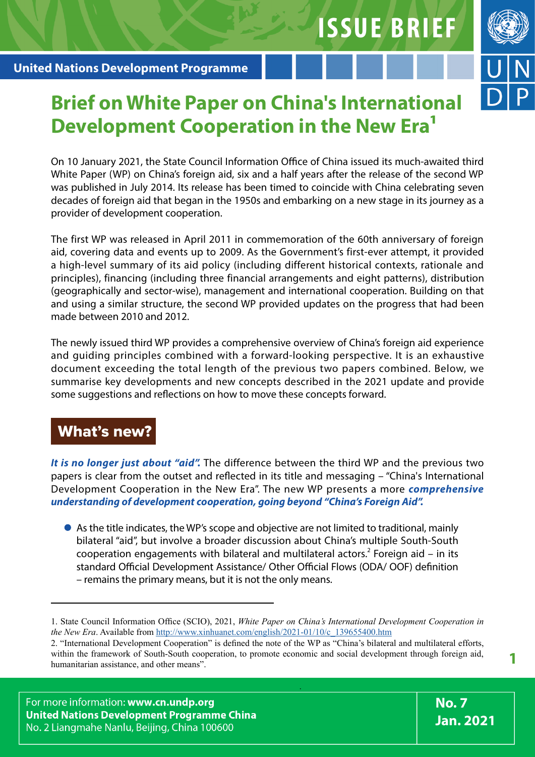ISSUE BRIEF

United Nations Development Programme

# Brief on White Paper on China's International Development Cooperation in the New Era[1]

On 10 January 2021, the State Council Information Office of China issued its much-awaited third White Paper (WP) on China's foreign aid, six and a half years after the release of the second WP was published in July 2014. Its release has been timed to coincide with China celebrating seven decades of foreign aid that began in the 1950s and embarking on a new stage in its journey as a provider of development cooperation.

The first WP was released in April 2011 in commemoration of the 60th anniversary of foreign aid, covering data and events up to 2009. As the Government's first-ever attempt, it provided a high-level summary of its aid policy (including different historical contexts, rationale and principles), financing (including three financial arrangements and eight patterns), distribution (geographically and sector-wise), management and international cooperation. Building on that and using a similar structure, the second WP provided updates on the progress that had been made between 2010 and 2012.

The newly issued third WP provides a comprehensive overview of China's foreign aid experience and guiding principles combined with a forward-looking perspective. It is an exhaustive document exceeding the total length of the previous two papers combined. Below, we summarise key developments and new concepts described in the 2021 update and provide some suggestions and reflections on how to move these concepts forward.

## What's new?

***It is no longer just about "aid".*** The difference between the third WP and the previous two papers is clear from the outset and reflected in its title and messaging – "China's International Development Cooperation in the New Era". The new WP presents a more ***comprehensive understanding of development cooperation, going beyond "China's Foreign Aid".***

- As the title indicates, the WP's scope and objective are not limited to traditional, mainly bilateral "aid", but involve a broader discussion about China's multiple South-South cooperation engagements with bilateral and multilateral actors.[2] Foreign aid – in its standard Official Development Assistance/ Other Official Flows (ODA/ OOF) definition – remains the primary means, but it is not the only means.

1. State Council Information Office (SCIO), 2021, *White Paper on China's International Development Cooperation in the New Era*. Available from http://www.xinhuanet.com/english/2021-01/10/c_139655400.htm

2. "International Development Cooperation" is defined the note of the WP as "China's bilateral and multilateral efforts, within the framework of South-South cooperation, to promote economic and social development through foreign aid, humanitarian assistance, and other means".

For more information: **www.cn.undp.org**
**United Nations Development Programme China**
No. 2 Liangmahe Nanlu, Beijing, China 100600

**No. 7**
**Jan. 2021**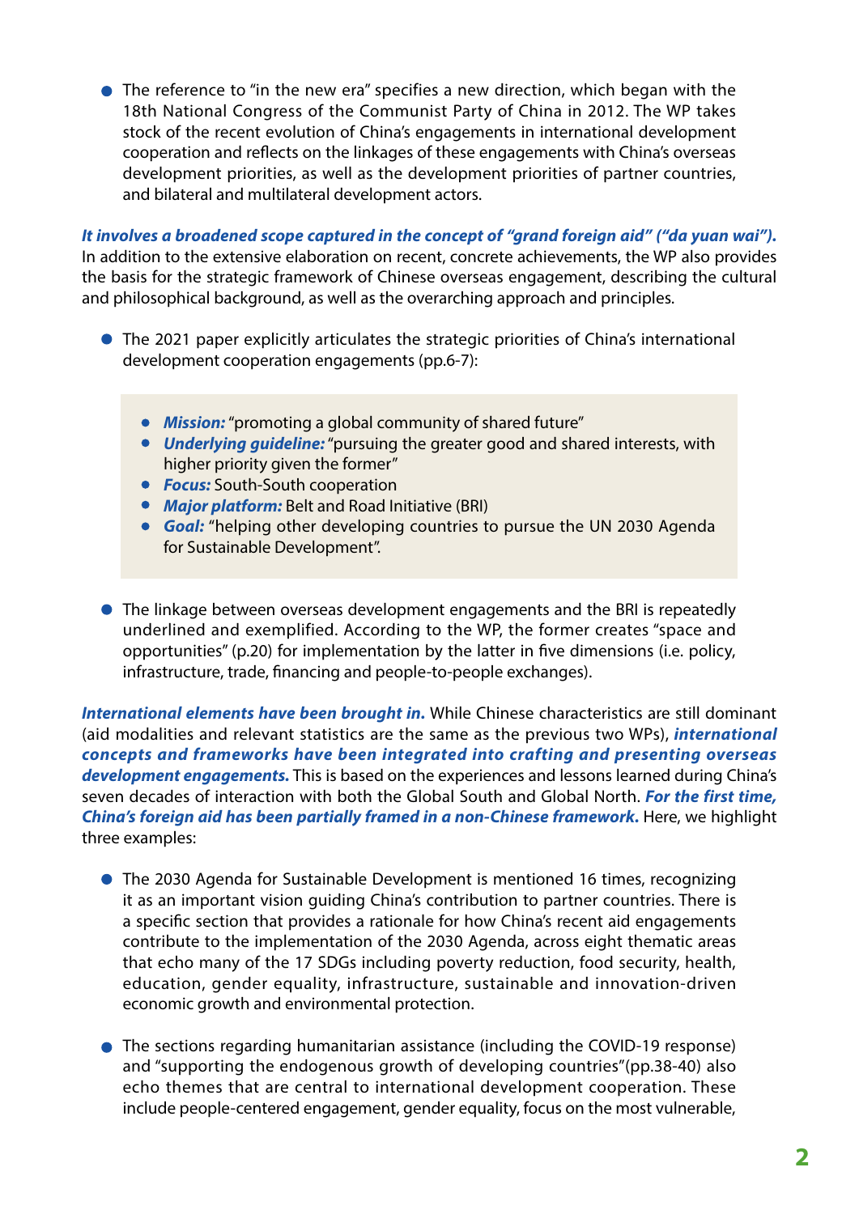- The reference to "in the new era" specifies a new direction, which began with the 18th National Congress of the Communist Party of China in 2012. The WP takes stock of the recent evolution of China's engagements in international development cooperation and reflects on the linkages of these engagements with China's overseas development priorities, as well as the development priorities of partner countries, and bilateral and multilateral development actors.

***It involves a broadened scope captured in the concept of "grand foreign aid" ("da yuan wai").*** In addition to the extensive elaboration on recent, concrete achievements, the WP also provides the basis for the strategic framework of Chinese overseas engagement, describing the cultural and philosophical background, as well as the overarching approach and principles.

- The 2021 paper explicitly articulates the strategic priorities of China's international development cooperation engagements (pp.6-7):

> - ***Mission:*** "promoting a global community of shared future"
> - ***Underlying guideline:*** "pursuing the greater good and shared interests, with higher priority given the former"
> - ***Focus:*** South-South cooperation
> - ***Major platform:*** Belt and Road Initiative (BRI)
> - ***Goal:*** "helping other developing countries to pursue the UN 2030 Agenda for Sustainable Development".

- The linkage between overseas development engagements and the BRI is repeatedly underlined and exemplified. According to the WP, the former creates "space and opportunities" (p.20) for implementation by the latter in five dimensions (i.e. policy, infrastructure, trade, financing and people-to-people exchanges).

***International elements have been brought in.*** While Chinese characteristics are still dominant (aid modalities and relevant statistics are the same as the previous two WPs), ***international concepts and frameworks have been integrated into crafting and presenting overseas development engagements.*** This is based on the experiences and lessons learned during China's seven decades of interaction with both the Global South and Global North. ***For the first time, China's foreign aid has been partially framed in a non-Chinese framework.*** Here, we highlight three examples:

- The 2030 Agenda for Sustainable Development is mentioned 16 times, recognizing it as an important vision guiding China's contribution to partner countries. There is a specific section that provides a rationale for how China's recent aid engagements contribute to the implementation of the 2030 Agenda, across eight thematic areas that echo many of the 17 SDGs including poverty reduction, food security, health, education, gender equality, infrastructure, sustainable and innovation-driven economic growth and environmental protection.

- The sections regarding humanitarian assistance (including the COVID-19 response) and "supporting the endogenous growth of developing countries"(pp.38-40) also echo themes that are central to international development cooperation. These include people-centered engagement, gender equality, focus on the most vulnerable,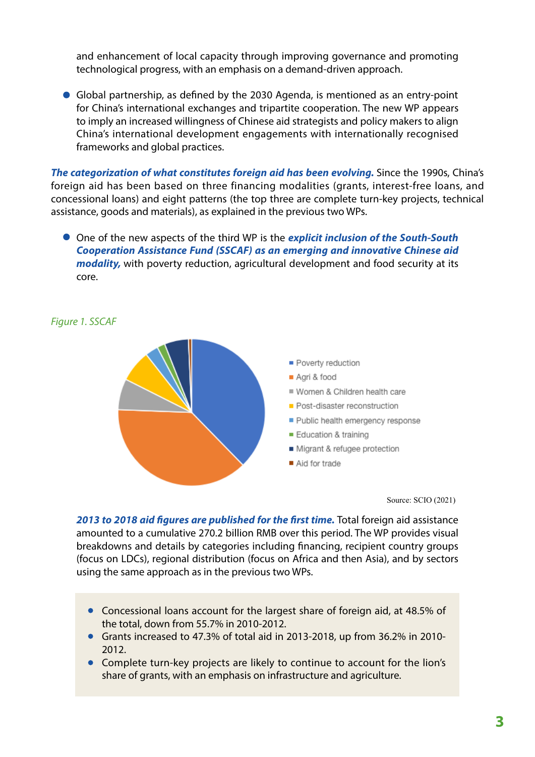and enhancement of local capacity through improving governance and promoting technological progress, with an emphasis on a demand-driven approach.

- Global partnership, as defined by the 2030 Agenda, is mentioned as an entry-point for China's international exchanges and tripartite cooperation. The new WP appears to imply an increased willingness of Chinese aid strategists and policy makers to align China's international development engagements with internationally recognised frameworks and global practices.

***The categorization of what constitutes foreign aid has been evolving.*** Since the 1990s, China's foreign aid has been based on three financing modalities (grants, interest-free loans, and concessional loans) and eight patterns (the top three are complete turn-key projects, technical assistance, goods and materials), as explained in the previous two WPs.

- One of the new aspects of the third WP is the ***explicit inclusion of the South-South Cooperation Assistance Fund (SSCAF) as an emerging and innovative Chinese aid modality,*** with poverty reduction, agricultural development and food security at its core.

*Figure 1. SSCAF*

- Poverty reduction
- Agri & food
- Women & Children health care
- Post-disaster reconstruction
- Public health emergency response
- Education & training
- Migrant & refugee protection
- Aid for trade

Source: SCIO (2021)

***2013 to 2018 aid figures are published for the first time.*** Total foreign aid assistance amounted to a cumulative 270.2 billion RMB over this period. The WP provides visual breakdowns and details by categories including financing, recipient country groups (focus on LDCs), regional distribution (focus on Africa and then Asia), and by sectors using the same approach as in the previous two WPs.

- Concessional loans account for the largest share of foreign aid, at 48.5% of the total, down from 55.7% in 2010-2012.
- Grants increased to 47.3% of total aid in 2013-2018, up from 36.2% in 2010-2012.
- Complete turn-key projects are likely to continue to account for the lion's share of grants, with an emphasis on infrastructure and agriculture.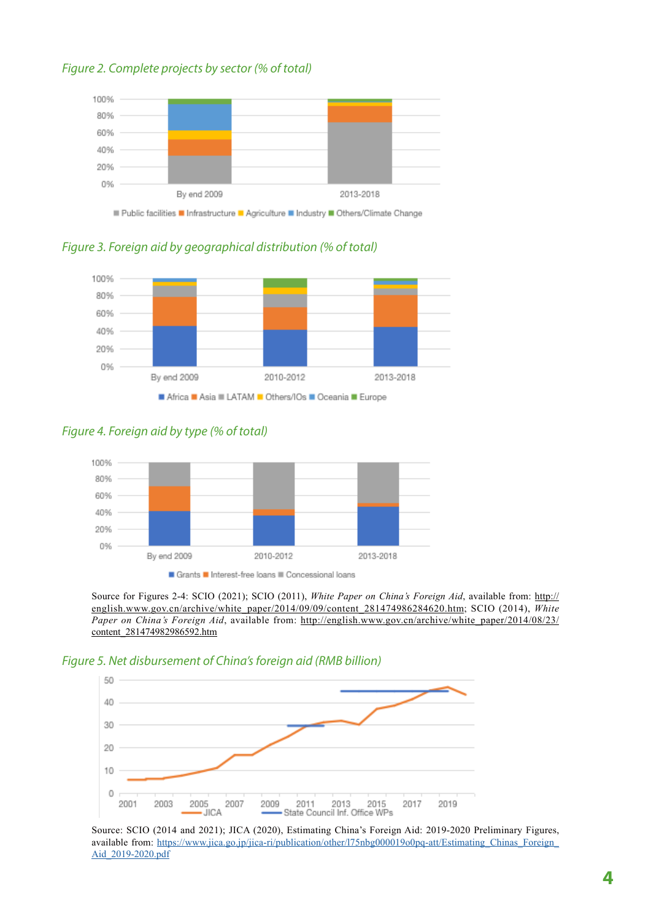*Figure 2. Complete projects by sector (% of total)*

*Figure 3. Foreign aid by geographical distribution (% of total)*

*Figure 4. Foreign aid by type (% of total)*

Source for Figures 2-4: SCIO (2021); SCIO (2011), *White Paper on China's Foreign Aid*, available from: http://english.www.gov.cn/archive/white_paper/2014/09/09/content_281474986284620.htm; SCIO (2014), *White Paper on China's Foreign Aid*, available from: http://english.www.gov.cn/archive/white_paper/2014/08/23/content_281474982986592.htm

*Figure 5. Net disbursement of China's foreign aid (RMB billion)*

Source: SCIO (2014 and 2021); JICA (2020), Estimating China's Foreign Aid: 2019-2020 Preliminary Figures, available from: https://www.jica.go.jp/jica-ri/publication/other/l75nbg000019o0pq-att/Estimating_Chinas_Foreign_Aid_2019-2020.pdf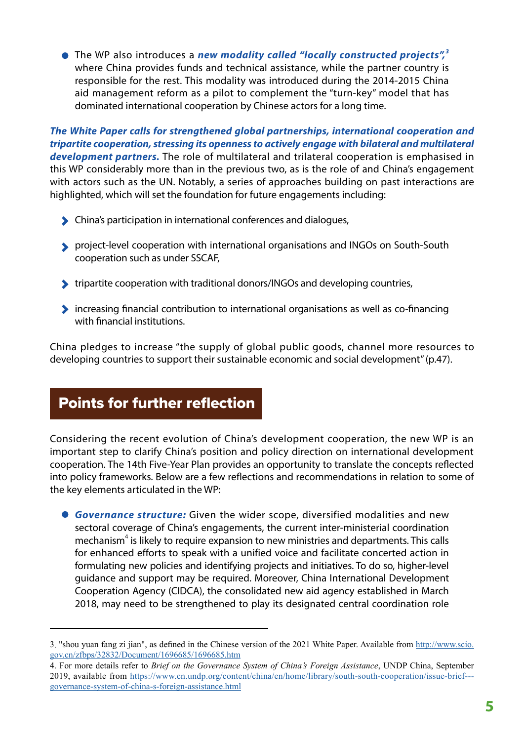- The WP also introduces a ***new modality called "locally constructed projects",***[3] where China provides funds and technical assistance, while the partner country is responsible for the rest. This modality was introduced during the 2014-2015 China aid management reform as a pilot to complement the "turn-key" model that has dominated international cooperation by Chinese actors for a long time.

***The White Paper calls for strengthened global partnerships, international cooperation and tripartite cooperation, stressing its openness to actively engage with bilateral and multilateral development partners.*** The role of multilateral and trilateral cooperation is emphasised in this WP considerably more than in the previous two, as is the role of and China's engagement with actors such as the UN. Notably, a series of approaches building on past interactions are highlighted, which will set the foundation for future engagements including:

- China's participation in international conferences and dialogues,
- project-level cooperation with international organisations and INGOs on South-South cooperation such as under SSCAF,
- tripartite cooperation with traditional donors/INGOs and developing countries,
- increasing financial contribution to international organisations as well as co-financing with financial institutions.

China pledges to increase "the supply of global public goods, channel more resources to developing countries to support their sustainable economic and social development" (p.47).

## Points for further reflection

Considering the recent evolution of China's development cooperation, the new WP is an important step to clarify China's position and policy direction on international development cooperation. The 14th Five-Year Plan provides an opportunity to translate the concepts reflected into policy frameworks. Below are a few reflections and recommendations in relation to some of the key elements articulated in the WP:

- ***Governance structure:*** Given the wider scope, diversified modalities and new sectoral coverage of China's engagements, the current inter-ministerial coordination mechanism[4] is likely to require expansion to new ministries and departments. This calls for enhanced efforts to speak with a unified voice and facilitate concerted action in formulating new policies and identifying projects and initiatives. To do so, higher-level guidance and support may be required. Moreover, China International Development Cooperation Agency (CIDCA), the consolidated new aid agency established in March 2018, may need to be strengthened to play its designated central coordination role

---

3. "shou yuan fang zi jian", as defined in the Chinese version of the 2021 White Paper. Available from http://www.scio.gov.cn/zfbps/32832/Document/1696685/1696685.htm

4. For more details refer to *Brief on the Governance System of China's Foreign Assistance*, UNDP China, September 2019, available from https://www.cn.undp.org/content/china/en/home/library/south-south-cooperation/issue-brief---governance-system-of-china-s-foreign-assistance.html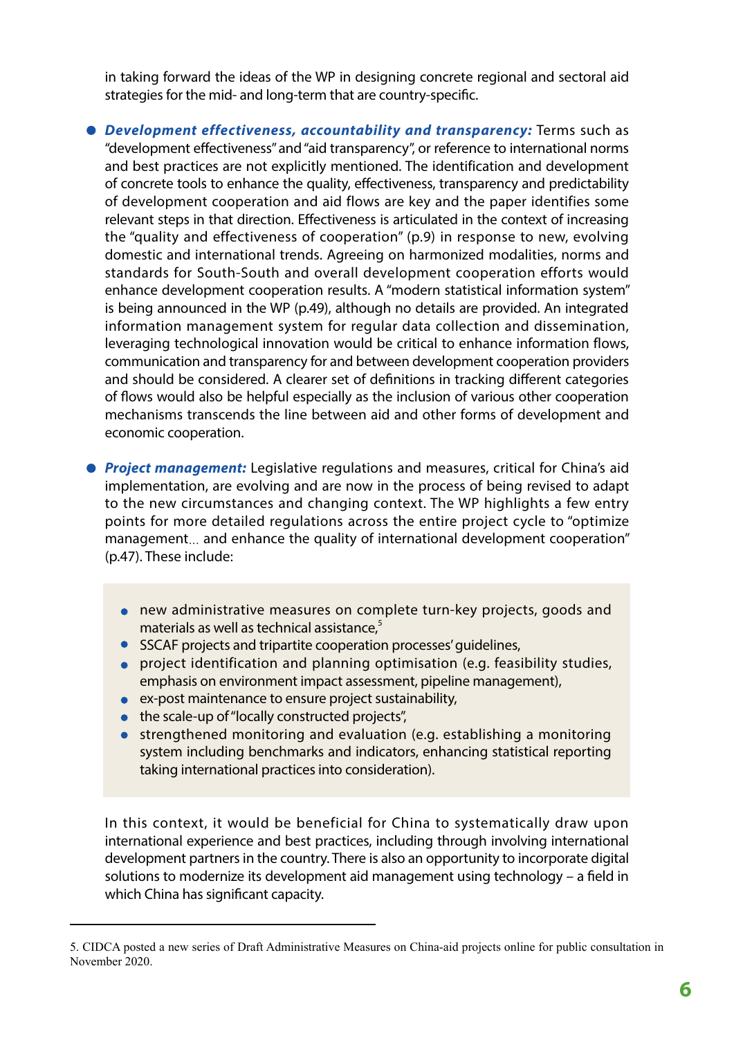in taking forward the ideas of the WP in designing concrete regional and sectoral aid strategies for the mid- and long-term that are country-specific.

- ***Development effectiveness, accountability and transparency:*** Terms such as "development effectiveness" and "aid transparency", or reference to international norms and best practices are not explicitly mentioned. The identification and development of concrete tools to enhance the quality, effectiveness, transparency and predictability of development cooperation and aid flows are key and the paper identifies some relevant steps in that direction. Effectiveness is articulated in the context of increasing the "quality and effectiveness of cooperation" (p.9) in response to new, evolving domestic and international trends. Agreeing on harmonized modalities, norms and standards for South-South and overall development cooperation efforts would enhance development cooperation results. A "modern statistical information system" is being announced in the WP (p.49), although no details are provided. An integrated information management system for regular data collection and dissemination, leveraging technological innovation would be critical to enhance information flows, communication and transparency for and between development cooperation providers and should be considered. A clearer set of definitions in tracking different categories of flows would also be helpful especially as the inclusion of various other cooperation mechanisms transcends the line between aid and other forms of development and economic cooperation.

- ***Project management:*** Legislative regulations and measures, critical for China's aid implementation, are evolving and are now in the process of being revised to adapt to the new circumstances and changing context. The WP highlights a few entry points for more detailed regulations across the entire project cycle to "optimize management... and enhance the quality of international development cooperation" (p.47). These include:

  - new administrative measures on complete turn-key projects, goods and materials as well as technical assistance,[5]
  - SSCAF projects and tripartite cooperation processes' guidelines,
  - project identification and planning optimisation (e.g. feasibility studies, emphasis on environment impact assessment, pipeline management),
  - ex-post maintenance to ensure project sustainability,
  - the scale-up of "locally constructed projects",
  - strengthened monitoring and evaluation (e.g. establishing a monitoring system including benchmarks and indicators, enhancing statistical reporting taking international practices into consideration).

  In this context, it would be beneficial for China to systematically draw upon international experience and best practices, including through involving international development partners in the country. There is also an opportunity to incorporate digital solutions to modernize its development aid management using technology – a field in which China has significant capacity.

---

5. CIDCA posted a new series of Draft Administrative Measures on China-aid projects online for public consultation in November 2020.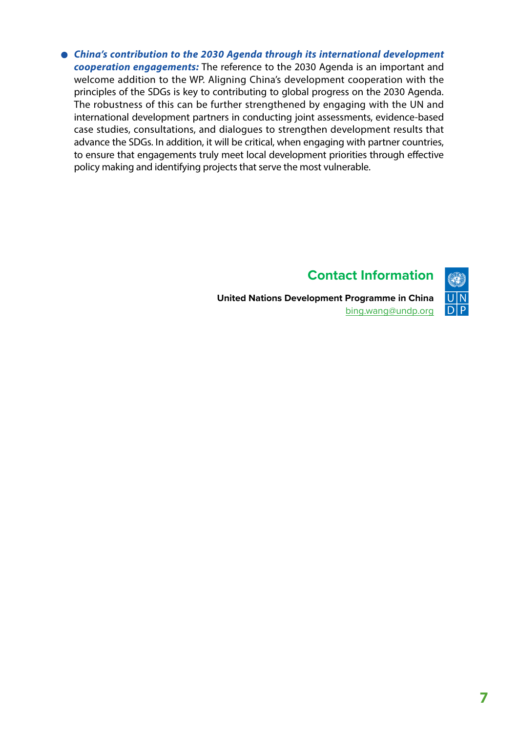- ***China's contribution to the 2030 Agenda through its international development cooperation engagements:*** The reference to the 2030 Agenda is an important and welcome addition to the WP. Aligning China's development cooperation with the principles of the SDGs is key to contributing to global progress on the 2030 Agenda. The robustness of this can be further strengthened by engaging with the UN and international development partners in conducting joint assessments, evidence-based case studies, consultations, and dialogues to strengthen development results that advance the SDGs. In addition, it will be critical, when engaging with partner countries, to ensure that engagements truly meet local development priorities through effective policy making and identifying projects that serve the most vulnerable.

## Contact Information

**United Nations Development Programme in China**
bing.wang@undp.org